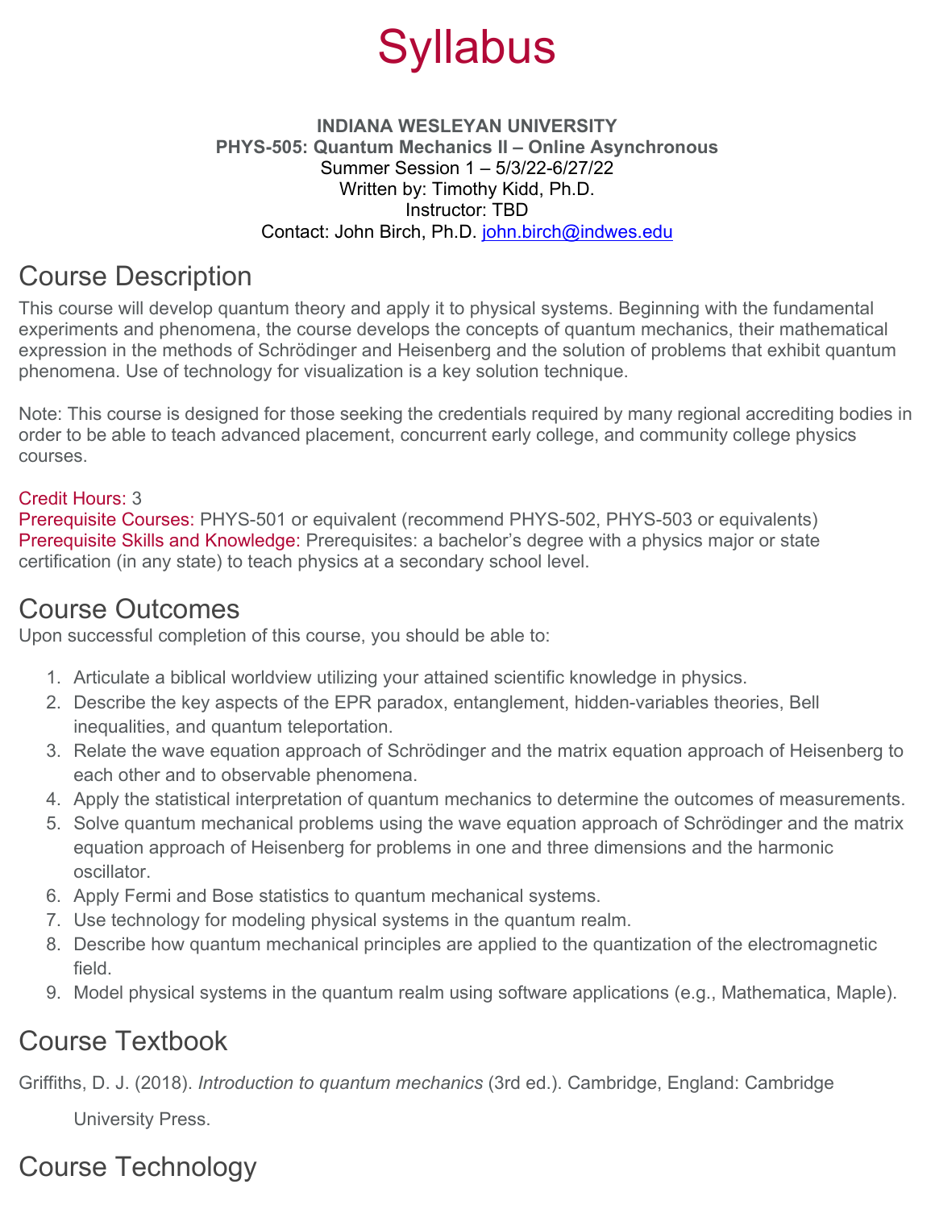# Syllabus

**INDIANA WESLEYAN UNIVERSITY**
**PHYS-505: Quantum Mechanics II – Online Asynchronous**
Summer Session 1 – 5/3/22-6/27/22
Written by: Timothy Kidd, Ph.D.
Instructor: TBD
Contact: John Birch, Ph.D. john.birch@indwes.edu

## Course Description

This course will develop quantum theory and apply it to physical systems. Beginning with the fundamental experiments and phenomena, the course develops the concepts of quantum mechanics, their mathematical expression in the methods of Schrödinger and Heisenberg and the solution of problems that exhibit quantum phenomena. Use of technology for visualization is a key solution technique.

Note: This course is designed for those seeking the credentials required by many regional accrediting bodies in order to be able to teach advanced placement, concurrent early college, and community college physics courses.

Credit Hours: 3
Prerequisite Courses: PHYS-501 or equivalent (recommend PHYS-502, PHYS-503 or equivalents)
Prerequisite Skills and Knowledge: Prerequisites: a bachelor's degree with a physics major or state certification (in any state) to teach physics at a secondary school level.

## Course Outcomes

Upon successful completion of this course, you should be able to:

1. Articulate a biblical worldview utilizing your attained scientific knowledge in physics.
2. Describe the key aspects of the EPR paradox, entanglement, hidden-variables theories, Bell inequalities, and quantum teleportation.
3. Relate the wave equation approach of Schrödinger and the matrix equation approach of Heisenberg to each other and to observable phenomena.
4. Apply the statistical interpretation of quantum mechanics to determine the outcomes of measurements.
5. Solve quantum mechanical problems using the wave equation approach of Schrödinger and the matrix equation approach of Heisenberg for problems in one and three dimensions and the harmonic oscillator.
6. Apply Fermi and Bose statistics to quantum mechanical systems.
7. Use technology for modeling physical systems in the quantum realm.
8. Describe how quantum mechanical principles are applied to the quantization of the electromagnetic field.
9. Model physical systems in the quantum realm using software applications (e.g., Mathematica, Maple).

## Course Textbook

Griffiths, D. J. (2018). *Introduction to quantum mechanics* (3rd ed.). Cambridge, England: Cambridge University Press.

## Course Technology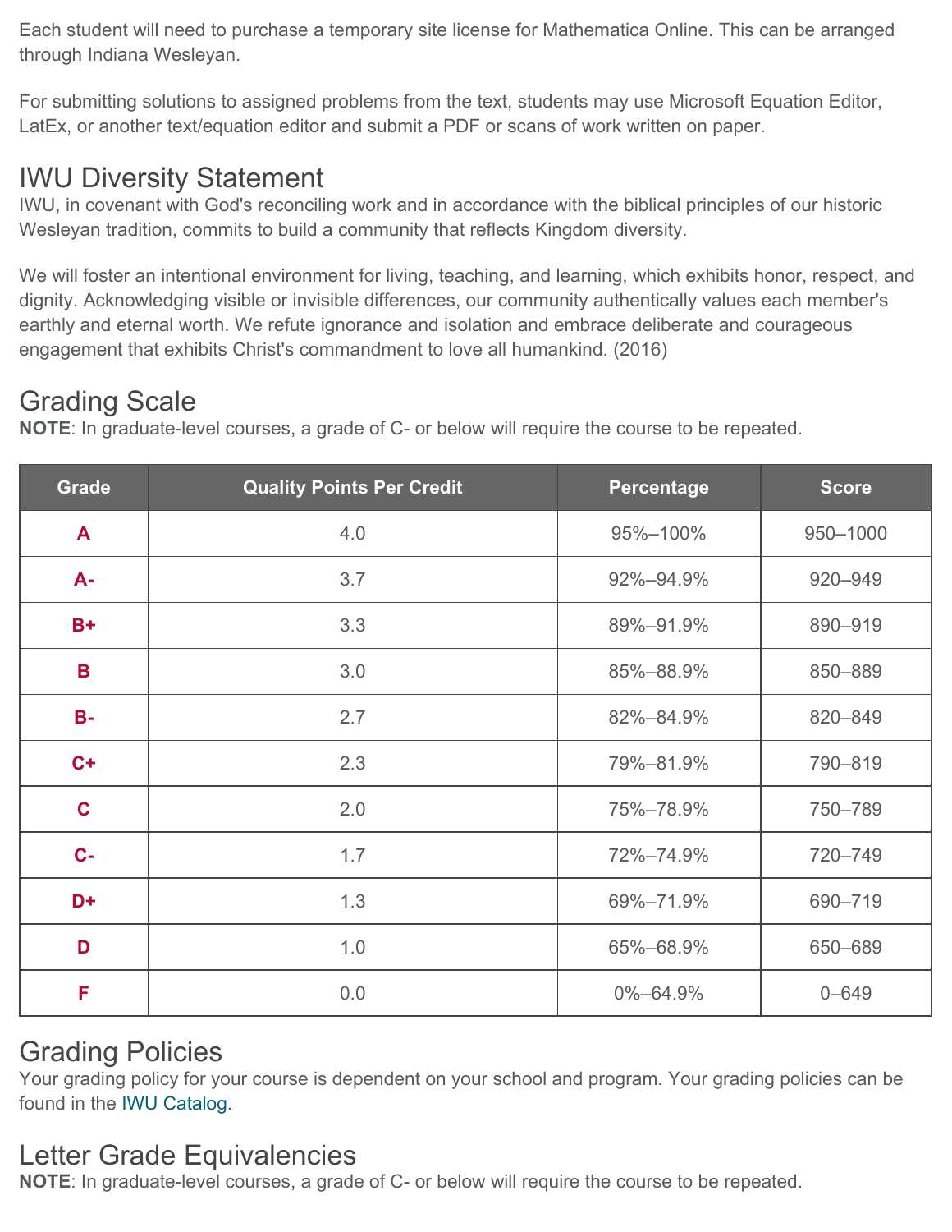Each student will need to purchase a temporary site license for Mathematica Online. This can be arranged through Indiana Wesleyan.

For submitting solutions to assigned problems from the text, students may use Microsoft Equation Editor, LatEx, or another text/equation editor and submit a PDF or scans of work written on paper.

## IWU Diversity Statement

IWU, in covenant with God's reconciling work and in accordance with the biblical principles of our historic Wesleyan tradition, commits to build a community that reflects Kingdom diversity.

We will foster an intentional environment for living, teaching, and learning, which exhibits honor, respect, and dignity. Acknowledging visible or invisible differences, our community authentically values each member's earthly and eternal worth. We refute ignorance and isolation and embrace deliberate and courageous engagement that exhibits Christ's commandment to love all humankind. (2016)

## Grading Scale

**NOTE**: In graduate-level courses, a grade of C- or below will require the course to be repeated.

| Grade | Quality Points Per Credit | Percentage | Score |
|---|---|---|---|
| A | 4.0 | 95%–100% | 950–1000 |
| A- | 3.7 | 92%–94.9% | 920–949 |
| B+ | 3.3 | 89%–91.9% | 890–919 |
| B | 3.0 | 85%–88.9% | 850–889 |
| B- | 2.7 | 82%–84.9% | 820–849 |
| C+ | 2.3 | 79%–81.9% | 790–819 |
| C | 2.0 | 75%–78.9% | 750–789 |
| C- | 1.7 | 72%–74.9% | 720–749 |
| D+ | 1.3 | 69%–71.9% | 690–719 |
| D | 1.0 | 65%–68.9% | 650–689 |
| F | 0.0 | 0%–64.9% | 0–649 |

## Grading Policies

Your grading policy for your course is dependent on your school and program. Your grading policies can be found in the IWU Catalog.

## Letter Grade Equivalencies

**NOTE**: In graduate-level courses, a grade of C- or below will require the course to be repeated.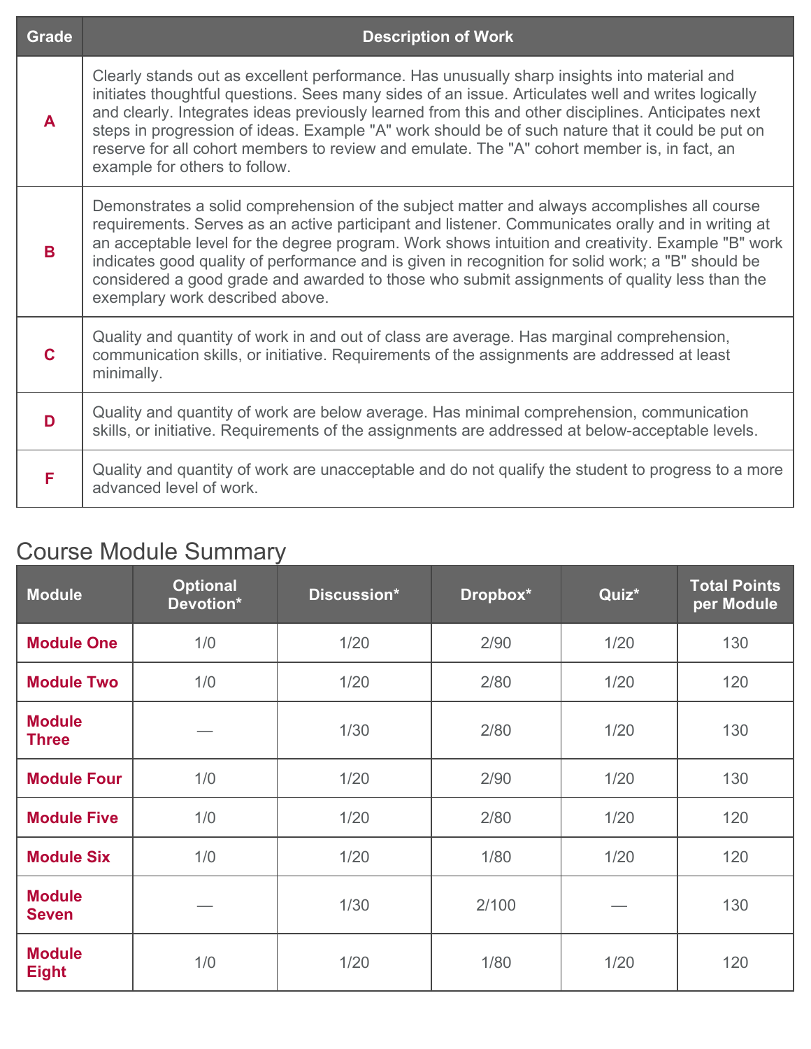| Grade | Description of Work |
| --- | --- |
| A | Clearly stands out as excellent performance. Has unusually sharp insights into material and initiates thoughtful questions. Sees many sides of an issue. Articulates well and writes logically and clearly. Integrates ideas previously learned from this and other disciplines. Anticipates next steps in progression of ideas. Example "A" work should be of such nature that it could be put on reserve for all cohort members to review and emulate. The "A" cohort member is, in fact, an example for others to follow. |
| B | Demonstrates a solid comprehension of the subject matter and always accomplishes all course requirements. Serves as an active participant and listener. Communicates orally and in writing at an acceptable level for the degree program. Work shows intuition and creativity. Example "B" work indicates good quality of performance and is given in recognition for solid work; a "B" should be considered a good grade and awarded to those who submit assignments of quality less than the exemplary work described above. |
| C | Quality and quantity of work in and out of class are average. Has marginal comprehension, communication skills, or initiative. Requirements of the assignments are addressed at least minimally. |
| D | Quality and quantity of work are below average. Has minimal comprehension, communication skills, or initiative. Requirements of the assignments are addressed at below-acceptable levels. |
| F | Quality and quantity of work are unacceptable and do not qualify the student to progress to a more advanced level of work. |

## Course Module Summary

| Module | Optional Devotion* | Discussion* | Dropbox* | Quiz* | Total Points per Module |
| --- | --- | --- | --- | --- | --- |
| Module One | 1/0 | 1/20 | 2/90 | 1/20 | 130 |
| Module Two | 1/0 | 1/20 | 2/80 | 1/20 | 120 |
| Module Three | — | 1/30 | 2/80 | 1/20 | 130 |
| Module Four | 1/0 | 1/20 | 2/90 | 1/20 | 130 |
| Module Five | 1/0 | 1/20 | 2/80 | 1/20 | 120 |
| Module Six | 1/0 | 1/20 | 1/80 | 1/20 | 120 |
| Module Seven | — | 1/30 | 2/100 | — | 130 |
| Module Eight | 1/0 | 1/20 | 1/80 | 1/20 | 120 |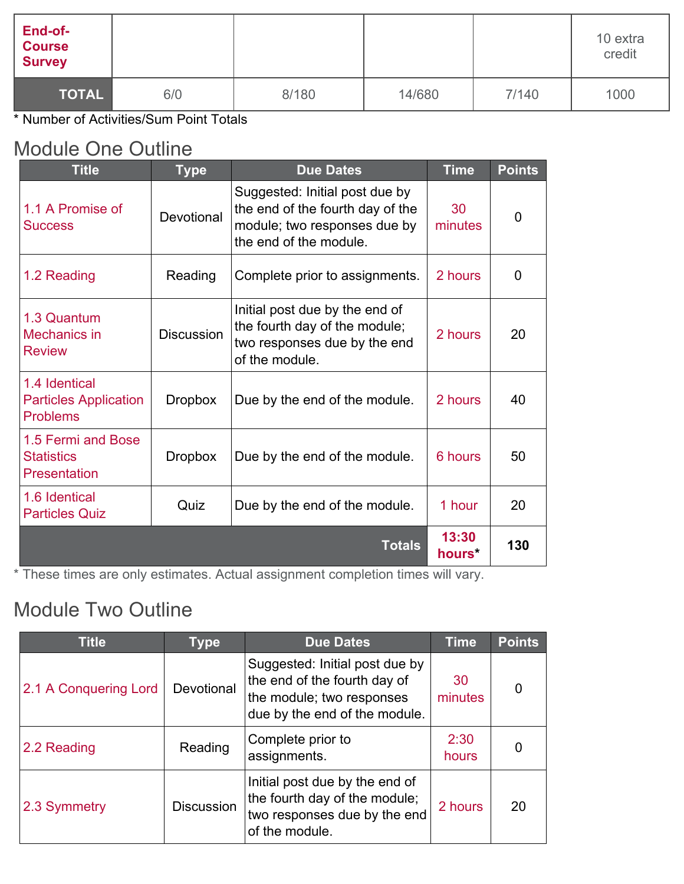| End-of-Course Survey | | | | | 10 extra credit |
|---|---|---|---|---|---|
| **TOTAL** | 6/0 | 8/180 | 14/680 | 7/140 | 1000 |

* Number of Activities/Sum Point Totals

## Module One Outline

| Title | Type | Due Dates | Time | Points |
|---|---|---|---|---|
| 1.1 A Promise of Success | Devotional | Suggested: Initial post due by the end of the fourth day of the module; two responses due by the end of the module. | 30 minutes | 0 |
| 1.2 Reading | Reading | Complete prior to assignments. | 2 hours | 0 |
| 1.3 Quantum Mechanics in Review | Discussion | Initial post due by the end of the fourth day of the module; two responses due by the end of the module. | 2 hours | 20 |
| 1.4 Identical Particles Application Problems | Dropbox | Due by the end of the module. | 2 hours | 40 |
| 1.5 Fermi and Bose Statistics Presentation | Dropbox | Due by the end of the module. | 6 hours | 50 |
| 1.6 Identical Particles Quiz | Quiz | Due by the end of the module. | 1 hour | 20 |
| | | **Totals** | **13:30 hours*** | **130** |

* These times are only estimates. Actual assignment completion times will vary.

## Module Two Outline

| Title | Type | Due Dates | Time | Points |
|---|---|---|---|---|
| 2.1 A Conquering Lord | Devotional | Suggested: Initial post due by the end of the fourth day of the module; two responses due by the end of the module. | 30 minutes | 0 |
| 2.2 Reading | Reading | Complete prior to assignments. | 2:30 hours | 0 |
| 2.3 Symmetry | Discussion | Initial post due by the end of the fourth day of the module; two responses due by the end of the module. | 2 hours | 20 |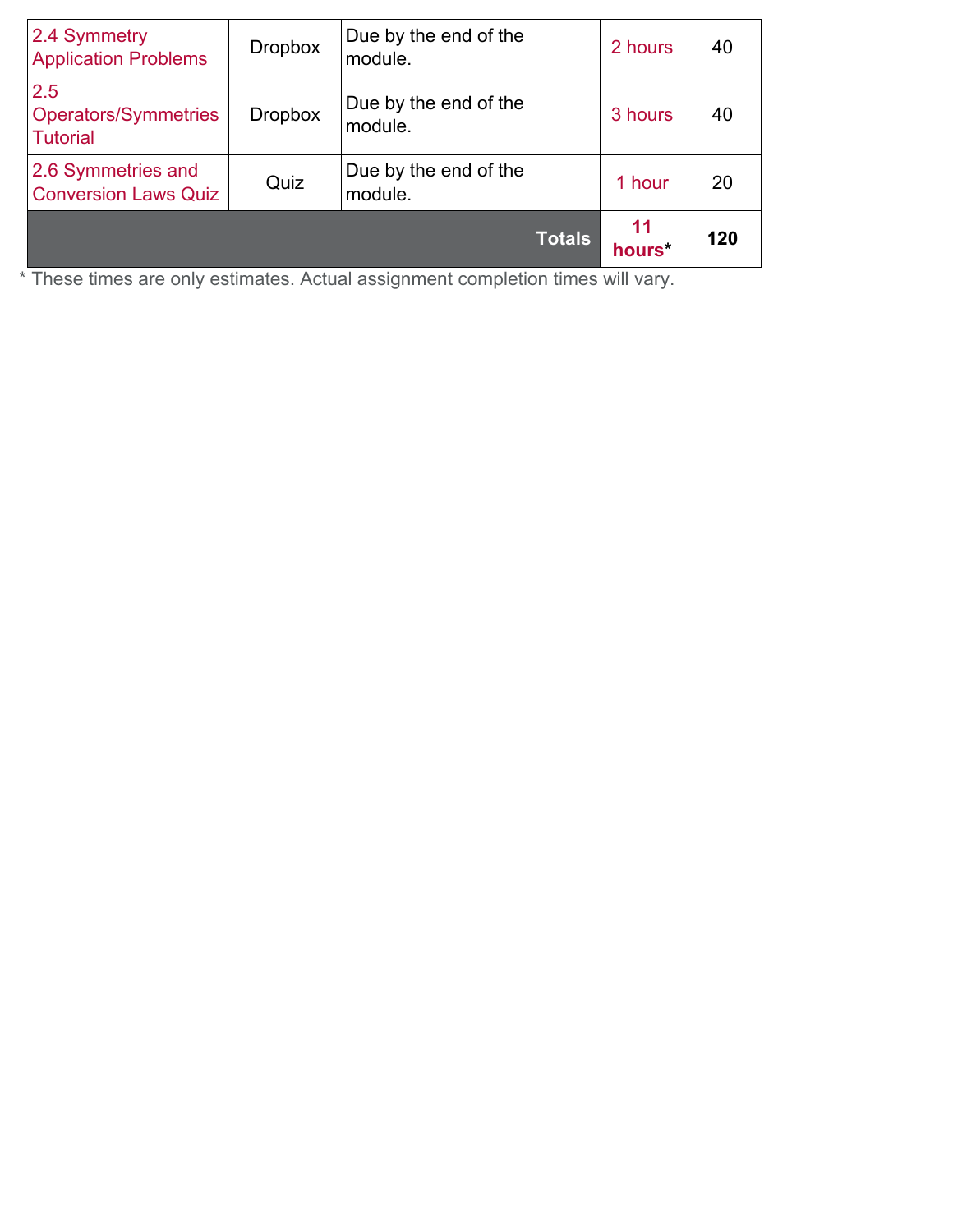| 2.4 Symmetry Application Problems | Dropbox | Due by the end of the module. | 2 hours | 40 |
|---|---|---|---|---|
| 2.5 Operators/Symmetries Tutorial | Dropbox | Due by the end of the module. | 3 hours | 40 |
| 2.6 Symmetries and Conversion Laws Quiz | Quiz | Due by the end of the module. | 1 hour | 20 |
| **Totals** | | | **11 hours*** | **120** |

* These times are only estimates. Actual assignment completion times will vary.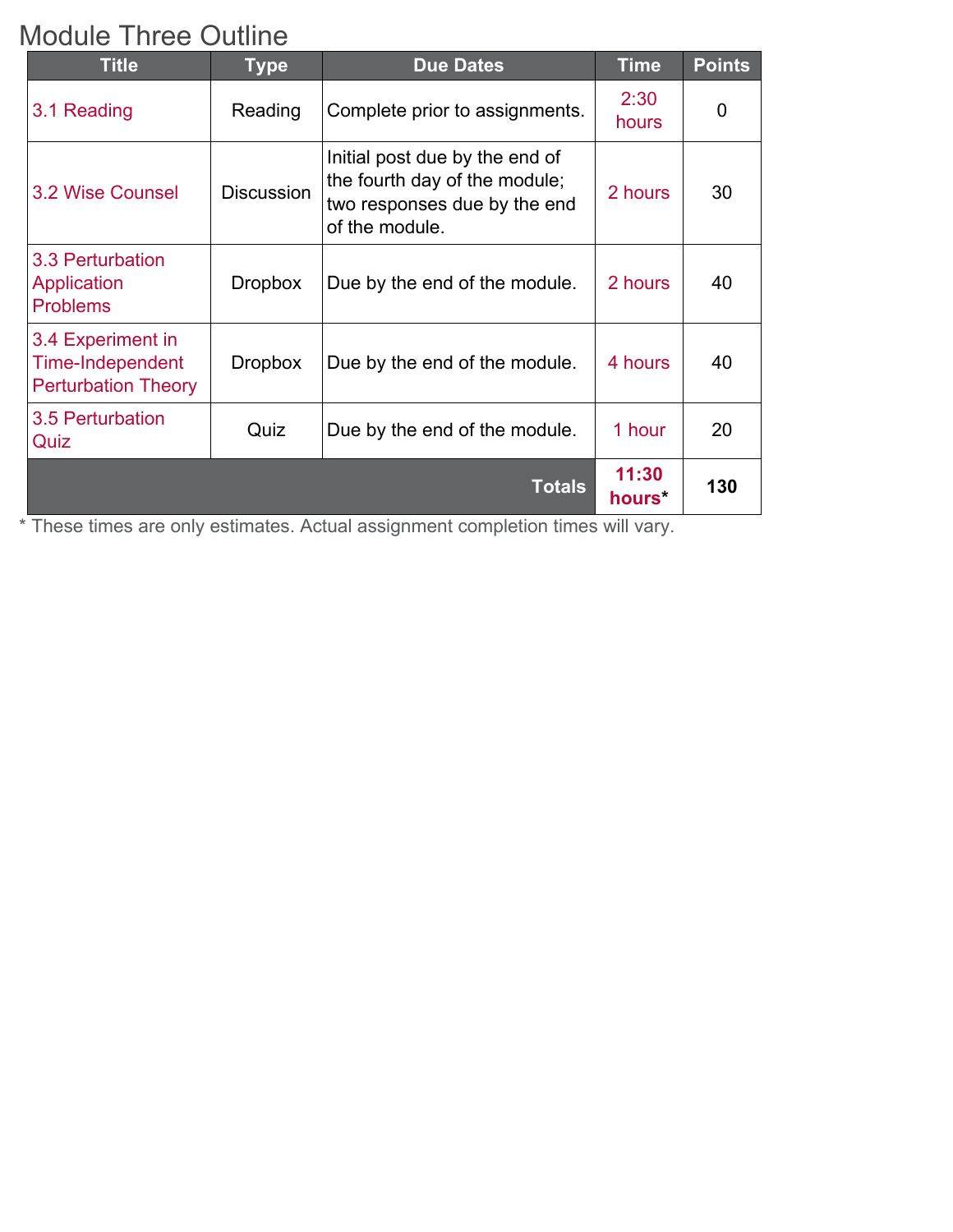# Module Three Outline

| Title | Type | Due Dates | Time | Points |
|---|---|---|---|---|
| 3.1 Reading | Reading | Complete prior to assignments. | 2:30 hours | 0 |
| 3.2 Wise Counsel | Discussion | Initial post due by the end of the fourth day of the module; two responses due by the end of the module. | 2 hours | 30 |
| 3.3 Perturbation Application Problems | Dropbox | Due by the end of the module. | 2 hours | 40 |
| 3.4 Experiment in Time-Independent Perturbation Theory | Dropbox | Due by the end of the module. | 4 hours | 40 |
| 3.5 Perturbation Quiz | Quiz | Due by the end of the module. | 1 hour | 20 |
| | | **Totals** | **11:30 hours*** | **130** |

* These times are only estimates. Actual assignment completion times will vary.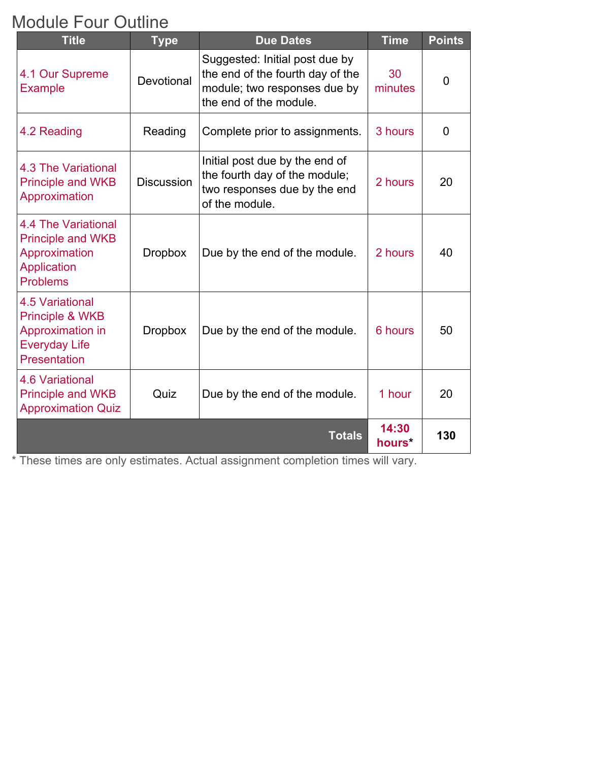# Module Four Outline

| Title | Type | Due Dates | Time | Points |
|---|---|---|---|---|
| 4.1 Our Supreme Example | Devotional | Suggested: Initial post due by the end of the fourth day of the module; two responses due by the end of the module. | 30 minutes | 0 |
| 4.2 Reading | Reading | Complete prior to assignments. | 3 hours | 0 |
| 4.3 The Variational Principle and WKB Approximation | Discussion | Initial post due by the end of the fourth day of the module; two responses due by the end of the module. | 2 hours | 20 |
| 4.4 The Variational Principle and WKB Approximation Application Problems | Dropbox | Due by the end of the module. | 2 hours | 40 |
| 4.5 Variational Principle & WKB Approximation in Everyday Life Presentation | Dropbox | Due by the end of the module. | 6 hours | 50 |
| 4.6 Variational Principle and WKB Approximation Quiz | Quiz | Due by the end of the module. | 1 hour | 20 |
| | | **Totals** | **14:30 hours*** | **130** |

* These times are only estimates. Actual assignment completion times will vary.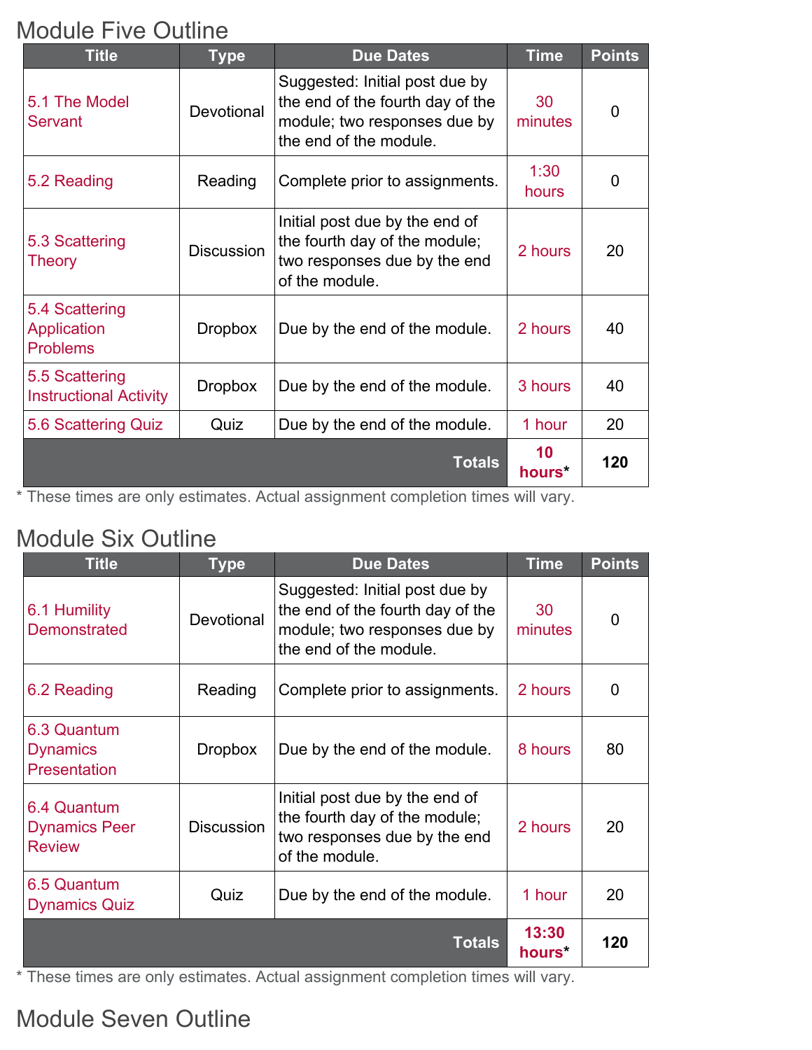## Module Five Outline

| Title | Type | Due Dates | Time | Points |
|---|---|---|---|---|
| 5.1 The Model Servant | Devotional | Suggested: Initial post due by the end of the fourth day of the module; two responses due by the end of the module. | 30 minutes | 0 |
| 5.2 Reading | Reading | Complete prior to assignments. | 1:30 hours | 0 |
| 5.3 Scattering Theory | Discussion | Initial post due by the end of the fourth day of the module; two responses due by the end of the module. | 2 hours | 20 |
| 5.4 Scattering Application Problems | Dropbox | Due by the end of the module. | 2 hours | 40 |
| 5.5 Scattering Instructional Activity | Dropbox | Due by the end of the module. | 3 hours | 40 |
| 5.6 Scattering Quiz | Quiz | Due by the end of the module. | 1 hour | 20 |
| | | **Totals** | **10 hours*** | **120** |

\* These times are only estimates. Actual assignment completion times will vary.

## Module Six Outline

| Title | Type | Due Dates | Time | Points |
|---|---|---|---|---|
| 6.1 Humility Demonstrated | Devotional | Suggested: Initial post due by the end of the fourth day of the module; two responses due by the end of the module. | 30 minutes | 0 |
| 6.2 Reading | Reading | Complete prior to assignments. | 2 hours | 0 |
| 6.3 Quantum Dynamics Presentation | Dropbox | Due by the end of the module. | 8 hours | 80 |
| 6.4 Quantum Dynamics Peer Review | Discussion | Initial post due by the end of the fourth day of the module; two responses due by the end of the module. | 2 hours | 20 |
| 6.5 Quantum Dynamics Quiz | Quiz | Due by the end of the module. | 1 hour | 20 |
| | | **Totals** | **13:30 hours*** | **120** |

\* These times are only estimates. Actual assignment completion times will vary.

## Module Seven Outline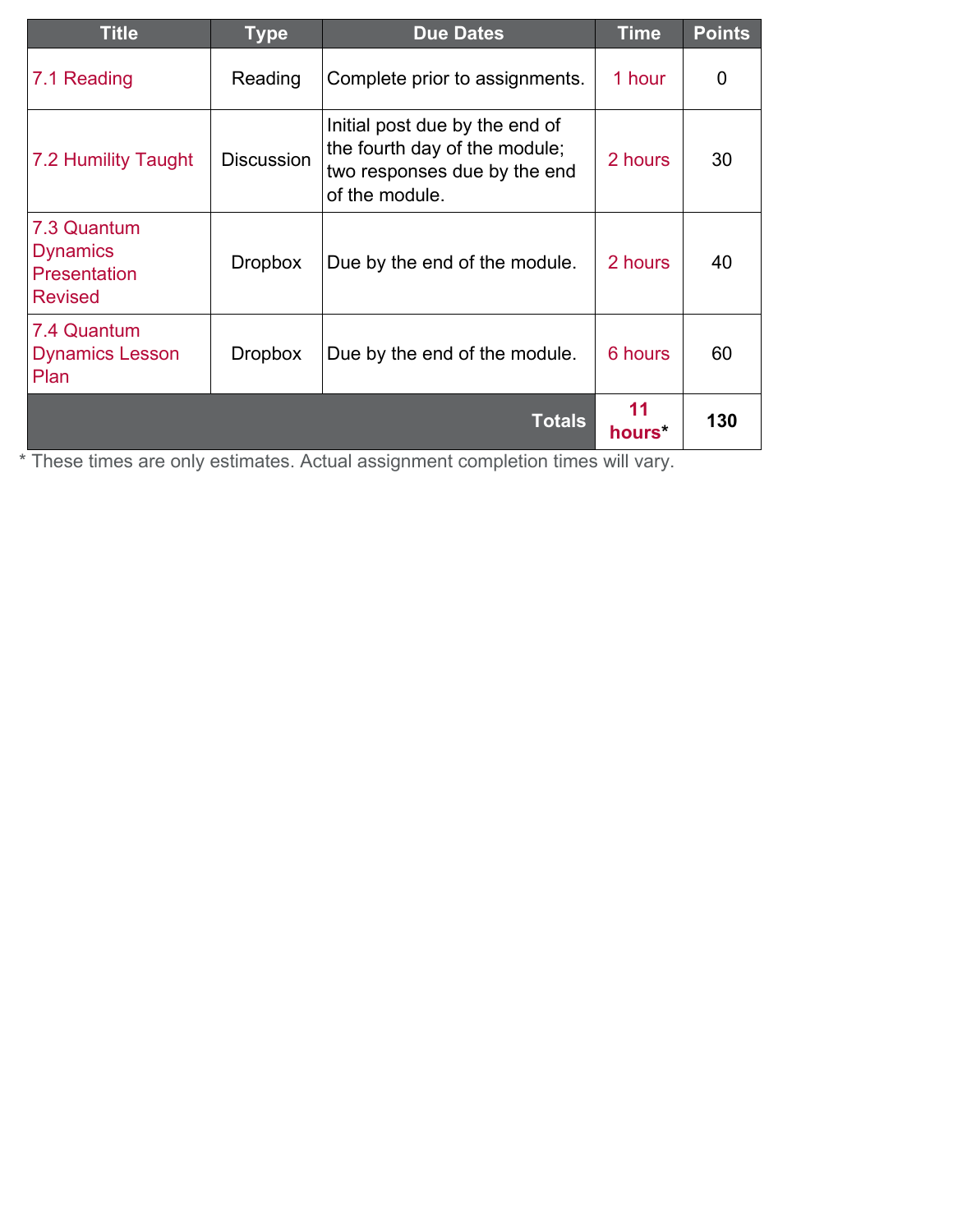| Title | Type | Due Dates | Time | Points |
|---|---|---|---|---|
| 7.1 Reading | Reading | Complete prior to assignments. | 1 hour | 0 |
| 7.2 Humility Taught | Discussion | Initial post due by the end of the fourth day of the module; two responses due by the end of the module. | 2 hours | 30 |
| 7.3 Quantum Dynamics Presentation Revised | Dropbox | Due by the end of the module. | 2 hours | 40 |
| 7.4 Quantum Dynamics Lesson Plan | Dropbox | Due by the end of the module. | 6 hours | 60 |
| | | **Totals** | **11 hours*** | **130** |

* These times are only estimates. Actual assignment completion times will vary.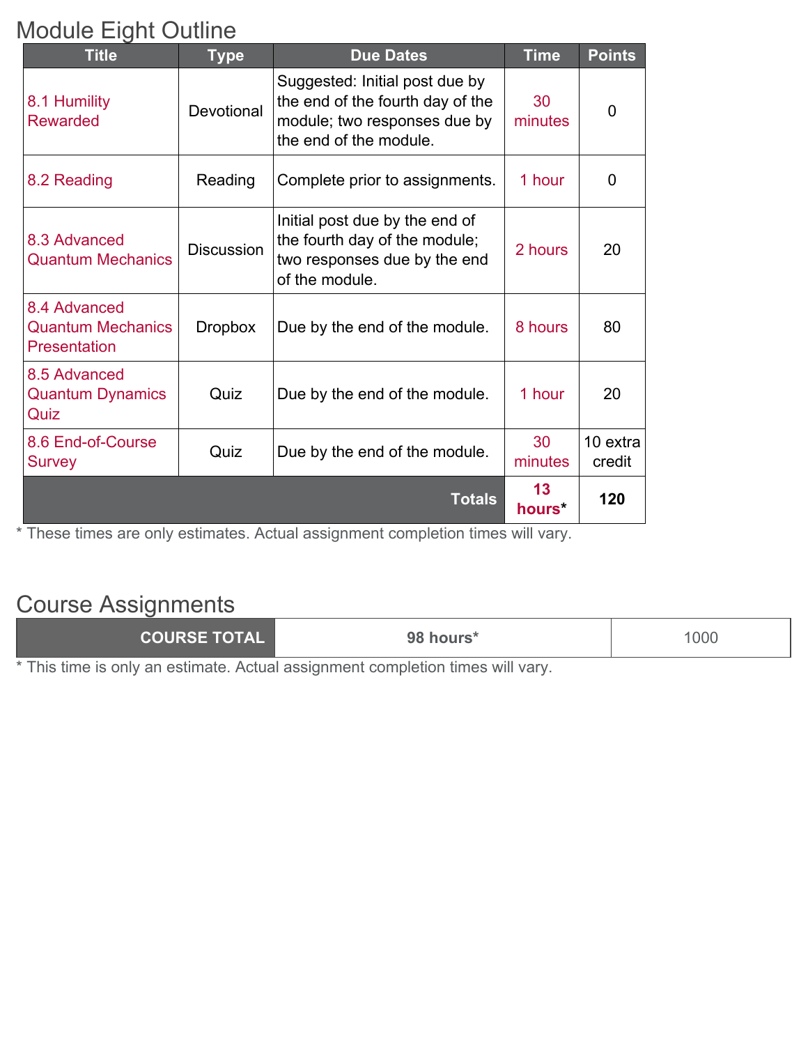## Module Eight Outline

| Title | Type | Due Dates | Time | Points |
| --- | --- | --- | --- | --- |
| 8.1 Humility Rewarded | Devotional | Suggested: Initial post due by the end of the fourth day of the module; two responses due by the end of the module. | 30 minutes | 0 |
| 8.2 Reading | Reading | Complete prior to assignments. | 1 hour | 0 |
| 8.3 Advanced Quantum Mechanics | Discussion | Initial post due by the end of the fourth day of the module; two responses due by the end of the module. | 2 hours | 20 |
| 8.4 Advanced Quantum Mechanics Presentation | Dropbox | Due by the end of the module. | 8 hours | 80 |
| 8.5 Advanced Quantum Dynamics Quiz | Quiz | Due by the end of the module. | 1 hour | 20 |
| 8.6 End-of-Course Survey | Quiz | Due by the end of the module. | 30 minutes | 10 extra credit |
| | | **Totals** | **13 hours*** | **120** |

* These times are only estimates. Actual assignment completion times will vary.

## Course Assignments

| **COURSE TOTAL** | **98 hours*** | 1000 |
| --- | --- | --- |

* This time is only an estimate. Actual assignment completion times will vary.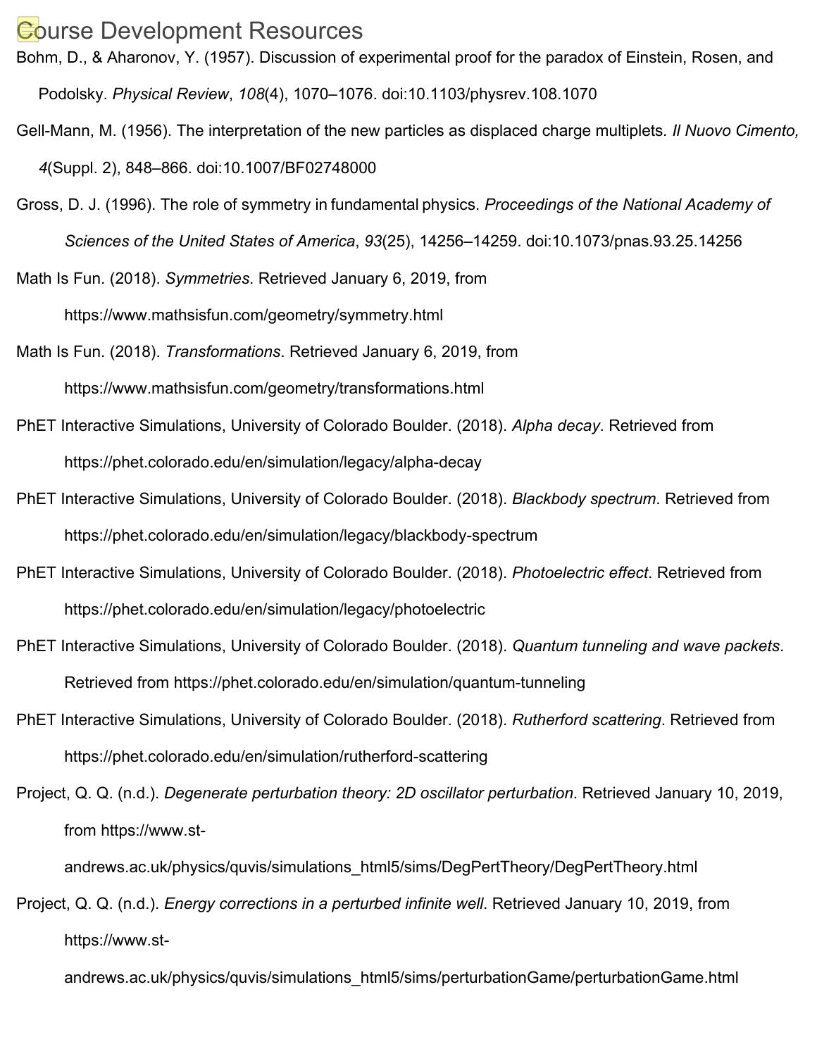# Course Development Resources

Bohm, D., & Aharonov, Y. (1957). Discussion of experimental proof for the paradox of Einstein, Rosen, and Podolsky. *Physical Review*, *108*(4), 1070–1076. doi:10.1103/physrev.108.1070

Gell-Mann, M. (1956). The interpretation of the new particles as displaced charge multiplets. *Il Nuovo Cimento, 4*(Suppl. 2), 848–866. doi:10.1007/BF02748000

Gross, D. J. (1996). The role of symmetry in fundamental physics. *Proceedings of the National Academy of Sciences of the United States of America*, *93*(25), 14256–14259. doi:10.1073/pnas.93.25.14256

Math Is Fun. (2018). *Symmetries*. Retrieved January 6, 2019, from https://www.mathsisfun.com/geometry/symmetry.html

Math Is Fun. (2018). *Transformations*. Retrieved January 6, 2019, from https://www.mathsisfun.com/geometry/transformations.html

PhET Interactive Simulations, University of Colorado Boulder. (2018). *Alpha decay*. Retrieved from https://phet.colorado.edu/en/simulation/legacy/alpha-decay

PhET Interactive Simulations, University of Colorado Boulder. (2018). *Blackbody spectrum*. Retrieved from https://phet.colorado.edu/en/simulation/legacy/blackbody-spectrum

PhET Interactive Simulations, University of Colorado Boulder. (2018). *Photoelectric effect*. Retrieved from https://phet.colorado.edu/en/simulation/legacy/photoelectric

PhET Interactive Simulations, University of Colorado Boulder. (2018). *Quantum tunneling and wave packets*. Retrieved from https://phet.colorado.edu/en/simulation/quantum-tunneling

PhET Interactive Simulations, University of Colorado Boulder. (2018). *Rutherford scattering*. Retrieved from https://phet.colorado.edu/en/simulation/rutherford-scattering

Project, Q. Q. (n.d.). *Degenerate perturbation theory: 2D oscillator perturbation*. Retrieved January 10, 2019, from https://www.st-andrews.ac.uk/physics/quvis/simulations_html5/sims/DegPertTheory/DegPertTheory.html

Project, Q. Q. (n.d.). *Energy corrections in a perturbed infinite well*. Retrieved January 10, 2019, from https://www.st-andrews.ac.uk/physics/quvis/simulations_html5/sims/perturbationGame/perturbationGame.html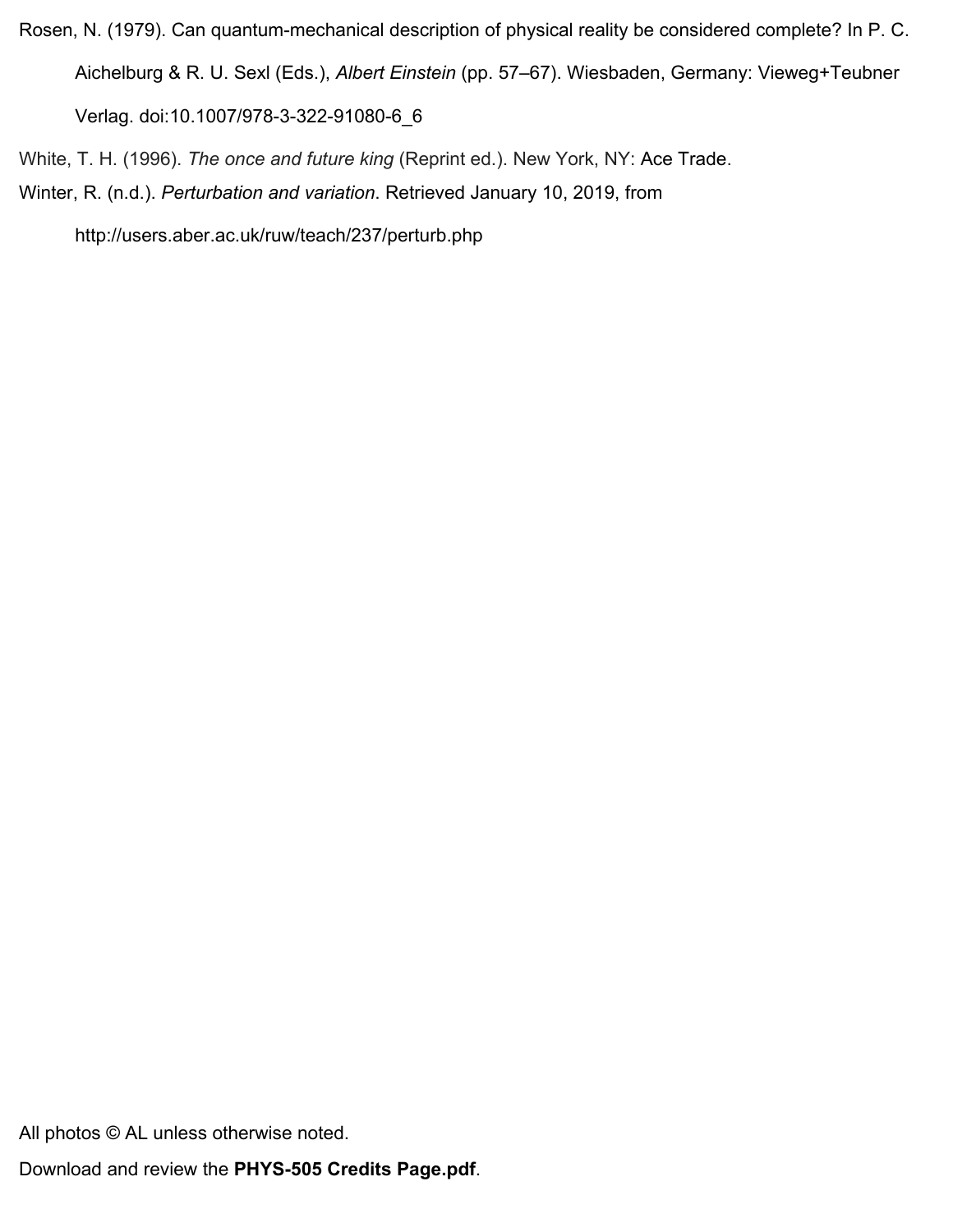Rosen, N. (1979). Can quantum-mechanical description of physical reality be considered complete? In P. C. Aichelburg & R. U. Sexl (Eds.), *Albert Einstein* (pp. 57–67). Wiesbaden, Germany: Vieweg+Teubner Verlag. doi:10.1007/978-3-322-91080-6_6

White, T. H. (1996). *The once and future king* (Reprint ed.). New York, NY: Ace Trade.

Winter, R. (n.d.). *Perturbation and variation*. Retrieved January 10, 2019, from http://users.aber.ac.uk/ruw/teach/237/perturb.php

All photos © AL unless otherwise noted.

Download and review the **PHYS-505 Credits Page.pdf**.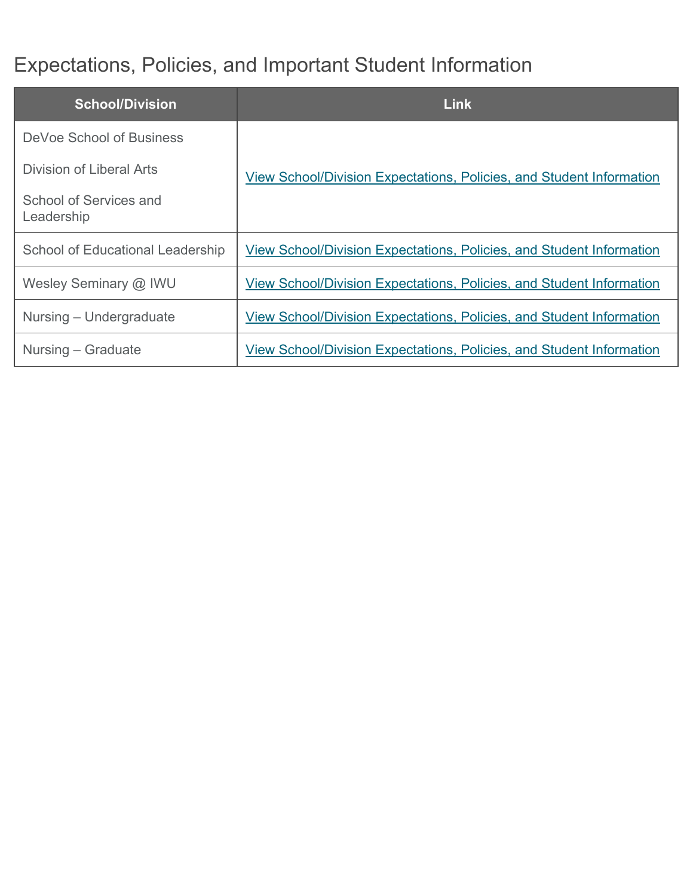# Expectations, Policies, and Important Student Information

| School/Division | Link |
|---|---|
| DeVoe School of Business<br><br>Division of Liberal Arts<br><br>School of Services and Leadership | View School/Division Expectations, Policies, and Student Information |
| School of Educational Leadership | View School/Division Expectations, Policies, and Student Information |
| Wesley Seminary @ IWU | View School/Division Expectations, Policies, and Student Information |
| Nursing – Undergraduate | View School/Division Expectations, Policies, and Student Information |
| Nursing – Graduate | View School/Division Expectations, Policies, and Student Information |